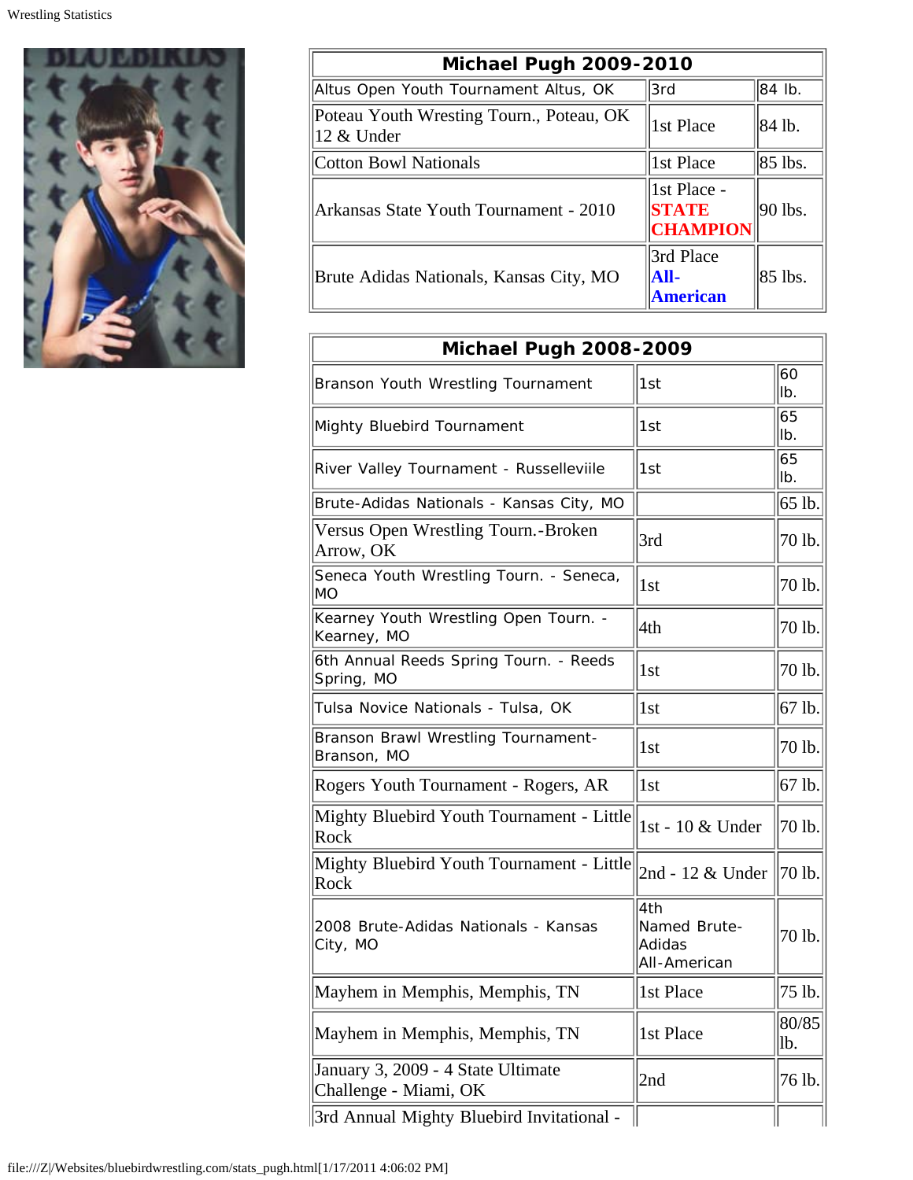| Michael Pugh 2009-2010 | | |
|---|---|---|
| Altus Open Youth Tournament Altus, OK | 3rd | 84 lb. |
| Poteau Youth Wresting Tourn., Poteau, OK 12 & Under | 1st Place | 84 lb. |
| Cotton Bowl Nationals | 1st Place | 85 lbs. |
| Arkansas State Youth Tournament - 2010 | 1st Place - **STATE CHAMPION** | 90 lbs. |
| Brute Adidas Nationals, Kansas City, MO | 3rd Place **All-American** | 85 lbs. |

| Michael Pugh 2008-2009 | | |
|---|---|---|
| Branson Youth Wrestling Tournament | 1st | 60 lb. |
| Mighty Bluebird Tournament | 1st | 65 lb. |
| River Valley Tournament - Russelleviile | 1st | 65 lb. |
| Brute-Adidas Nationals - Kansas City, MO | | 65 lb. |
| Versus Open Wrestling Tourn.-Broken Arrow, OK | 3rd | 70 lb. |
| Seneca Youth Wrestling Tourn. - Seneca, MO | 1st | 70 lb. |
| Kearney Youth Wrestling Open Tourn. - Kearney, MO | 4th | 70 lb. |
| 6th Annual Reeds Spring Tourn. - Reeds Spring, MO | 1st | 70 lb. |
| Tulsa Novice Nationals - Tulsa, OK | 1st | 67 lb. |
| Branson Brawl Wrestling Tournament- Branson, MO | 1st | 70 lb. |
| Rogers Youth Tournament - Rogers, AR | 1st | 67 lb. |
| Mighty Bluebird Youth Tournament - Little Rock | 1st - 10 & Under | 70 lb. |
| Mighty Bluebird Youth Tournament - Little Rock | 2nd - 12 & Under | 70 lb. |
| 2008 Brute-Adidas Nationals - Kansas City, MO | 4th Named Brute-Adidas All-American | 70 lb. |
| Mayhem in Memphis, Memphis, TN | 1st Place | 75 lb. |
| Mayhem in Memphis, Memphis, TN | 1st Place | 80/85 lb. |
| January 3, 2009 - 4 State Ultimate Challenge - Miami, OK | 2nd | 76 lb. |
| 3rd Annual Mighty Bluebird Invitational - | | |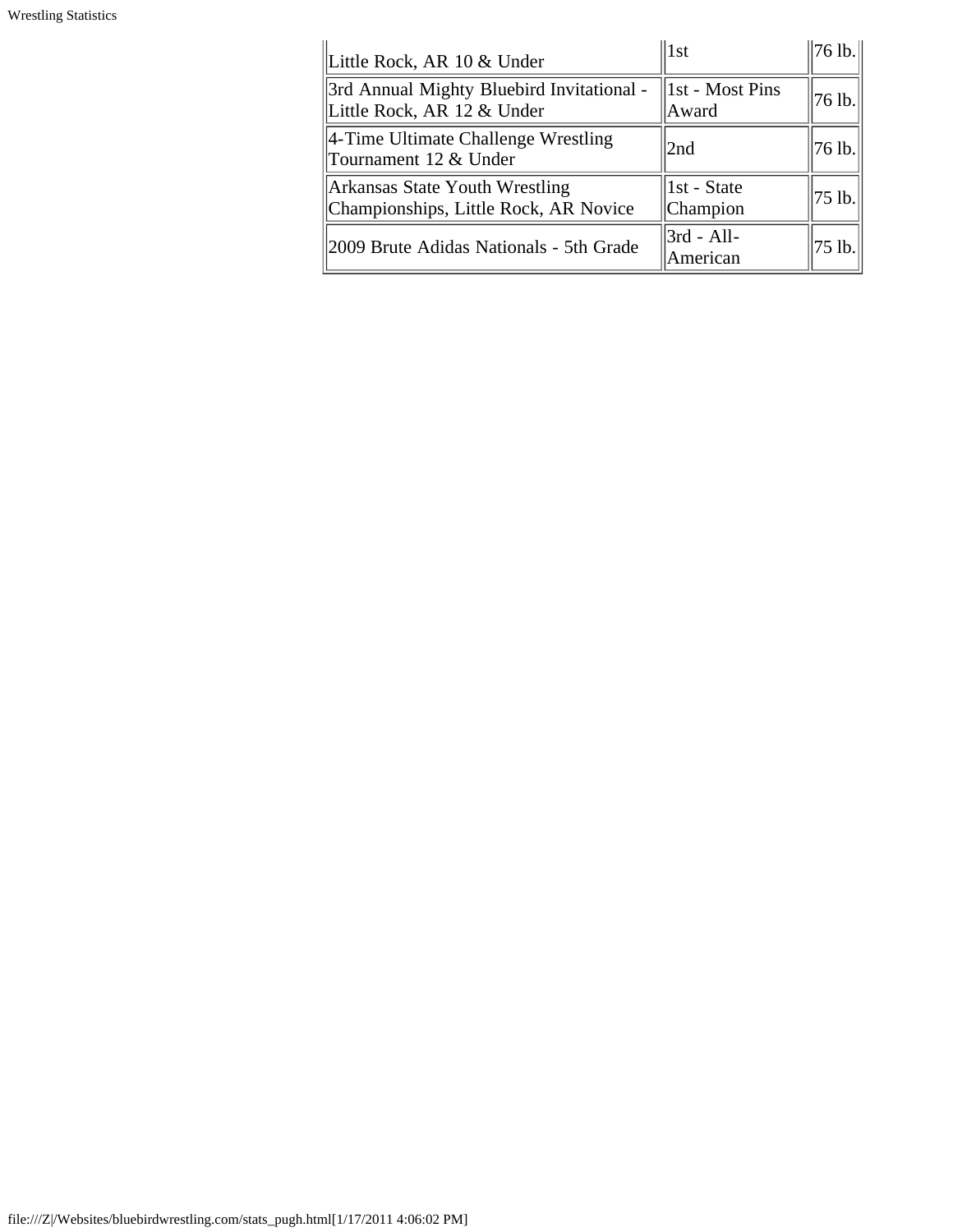| | | |
|---|---|---|
| Little Rock, AR 10 & Under | 1st | 76 lb. |
| 3rd Annual Mighty Bluebird Invitational - Little Rock, AR 12 & Under | 1st - Most Pins Award | 76 lb. |
| 4-Time Ultimate Challenge Wrestling Tournament 12 & Under | 2nd | 76 lb. |
| Arkansas State Youth Wrestling Championships, Little Rock, AR Novice | 1st - State Champion | 75 lb. |
| 2009 Brute Adidas Nationals - 5th Grade | 3rd - All-American | 75 lb. |